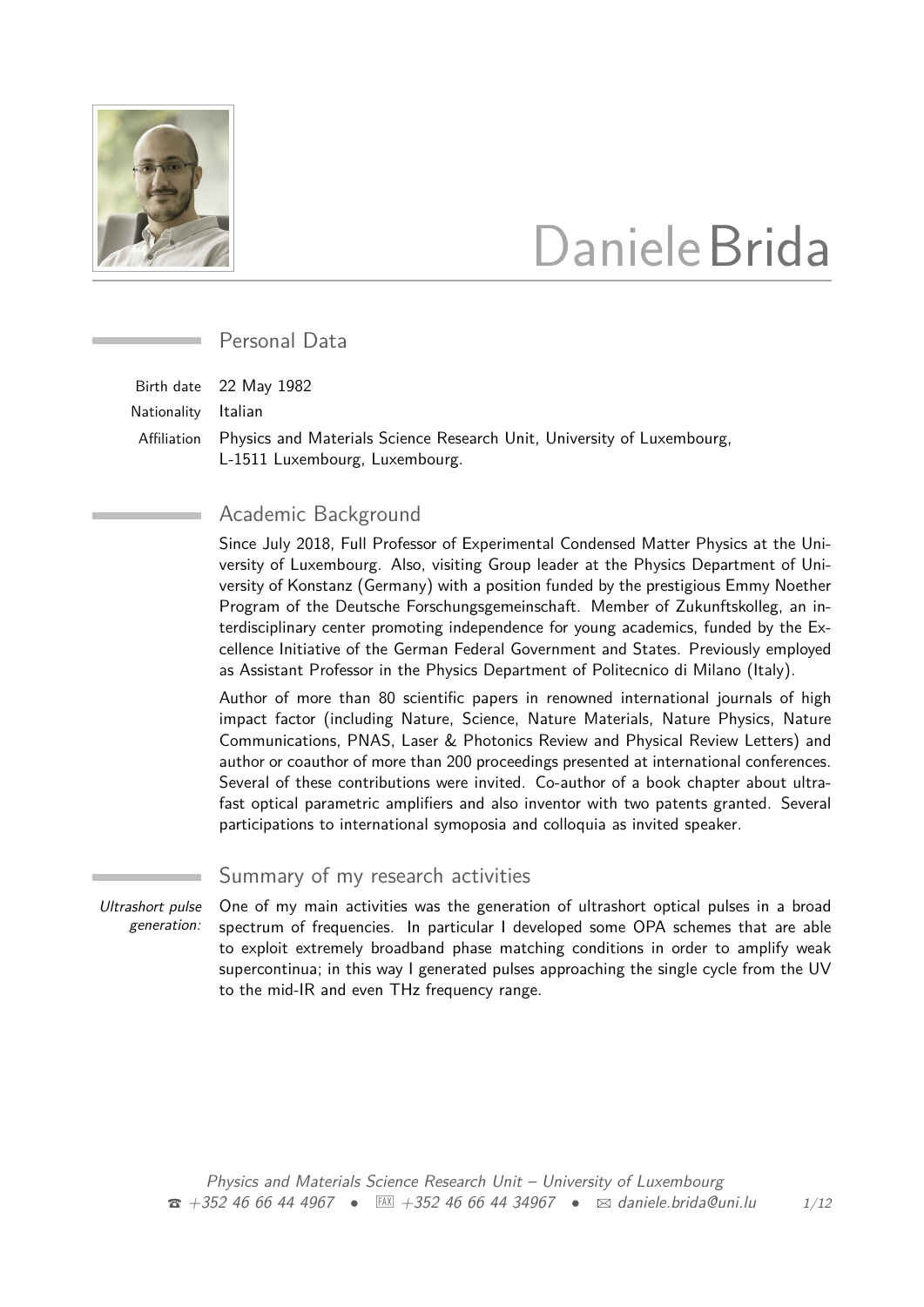# Daniele Brida

## Personal Data

**Birth date** 22 May 1982

**Nationality** Italian

**Affiliation** Physics and Materials Science Research Unit, University of Luxembourg, L-1511 Luxembourg, Luxembourg.

## Academic Background

Since July 2018, Full Professor of Experimental Condensed Matter Physics at the University of Luxembourg. Also, visiting Group leader at the Physics Department of University of Konstanz (Germany) with a position funded by the prestigious Emmy Noether Program of the Deutsche Forschungsgemeinschaft. Member of Zukunftskolleg, an interdisciplinary center promoting independence for young academics, funded by the Excellence Initiative of the German Federal Government and States. Previously employed as Assistant Professor in the Physics Department of Politecnico di Milano (Italy).

Author of more than 80 scientific papers in renowned international journals of high impact factor (including Nature, Science, Nature Materials, Nature Physics, Nature Communications, PNAS, Laser & Photonics Review and Physical Review Letters) and author or coauthor of more than 200 proceedings presented at international conferences. Several of these contributions were invited. Co-author of a book chapter about ultrafast optical parametric amplifiers and also inventor with two patents granted. Several participations to international symoposia and colloquia as invited speaker.

## Summary of my research activities

*Ultrashort pulse generation:* One of my main activities was the generation of ultrashort optical pulses in a broad spectrum of frequencies. In particular I developed some OPA schemes that are able to exploit extremely broadband phase matching conditions in order to amplify weak supercontinua; in this way I generated pulses approaching the single cycle from the UV to the mid-IR and even THz frequency range.

*Physics and Materials Science Research Unit – University of Luxembourg*
☎ +352 46 66 44 4967 • FAX +352 46 66 44 34967 • ✉ daniele.brida@uni.lu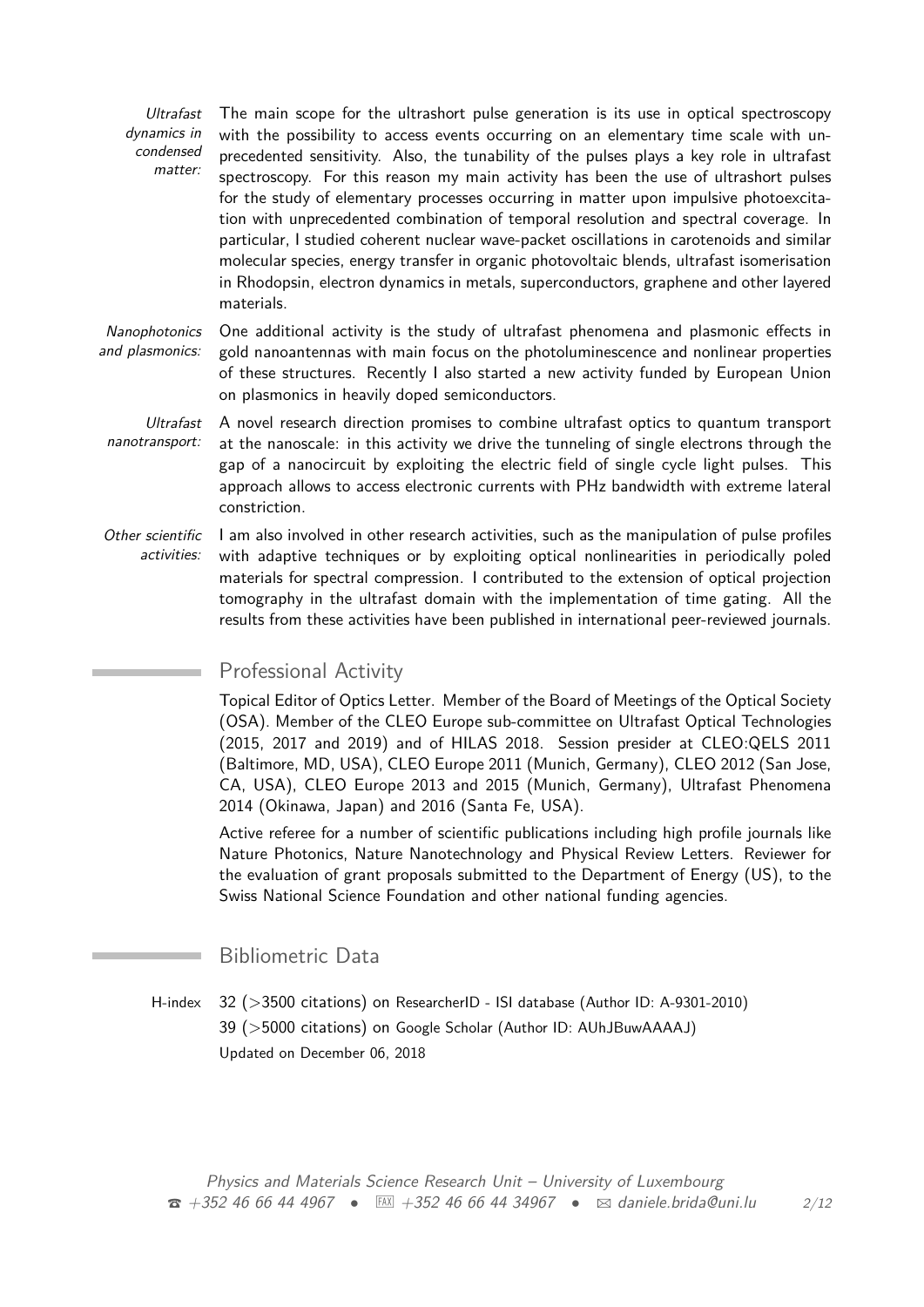*Ultrafast dynamics in condensed matter:* The main scope for the ultrashort pulse generation is its use in optical spectroscopy with the possibility to access events occurring on an elementary time scale with unprecedented sensitivity. Also, the tunability of the pulses plays a key role in ultrafast spectroscopy. For this reason my main activity has been the use of ultrashort pulses for the study of elementary processes occurring in matter upon impulsive photoexcitation with unprecedented combination of temporal resolution and spectral coverage. In particular, I studied coherent nuclear wave-packet oscillations in carotenoids and similar molecular species, energy transfer in organic photovoltaic blends, ultrafast isomerisation in Rhodopsin, electron dynamics in metals, superconductors, graphene and other layered materials.

*Nanophotonics and plasmonics:* One additional activity is the study of ultrafast phenomena and plasmonic effects in gold nanoantennas with main focus on the photoluminescence and nonlinear properties of these structures. Recently I also started a new activity funded by European Union on plasmonics in heavily doped semiconductors.

*Ultrafast nanotransport:* A novel research direction promises to combine ultrafast optics to quantum transport at the nanoscale: in this activity we drive the tunneling of single electrons through the gap of a nanocircuit by exploiting the electric field of single cycle light pulses. This approach allows to access electronic currents with PHz bandwidth with extreme lateral constriction.

*Other scientific activities:* I am also involved in other research activities, such as the manipulation of pulse profiles with adaptive techniques or by exploiting optical nonlinearities in periodically poled materials for spectral compression. I contributed to the extension of optical projection tomography in the ultrafast domain with the implementation of time gating. All the results from these activities have been published in international peer-reviewed journals.

## Professional Activity

Topical Editor of Optics Letter. Member of the Board of Meetings of the Optical Society (OSA). Member of the CLEO Europe sub-committee on Ultrafast Optical Technologies (2015, 2017 and 2019) and of HILAS 2018. Session presider at CLEO:QELS 2011 (Baltimore, MD, USA), CLEO Europe 2011 (Munich, Germany), CLEO 2012 (San Jose, CA, USA), CLEO Europe 2013 and 2015 (Munich, Germany), Ultrafast Phenomena 2014 (Okinawa, Japan) and 2016 (Santa Fe, USA).

Active referee for a number of scientific publications including high profile journals like Nature Photonics, Nature Nanotechnology and Physical Review Letters. Reviewer for the evaluation of grant proposals submitted to the Department of Energy (US), to the Swiss National Science Foundation and other national funding agencies.

## Bibliometric Data

H-index 32 (>3500 citations) on ResearcherID - ISI database (Author ID: A-9301-2010)
39 (>5000 citations) on Google Scholar (Author ID: AUhJBuwAAAAJ)
Updated on December 06, 2018

*Physics and Materials Science Research Unit – University of Luxembourg*
☎ *+352 46 66 44 4967* • FAX *+352 46 66 44 34967* • ✉ *daniele.brida@uni.lu*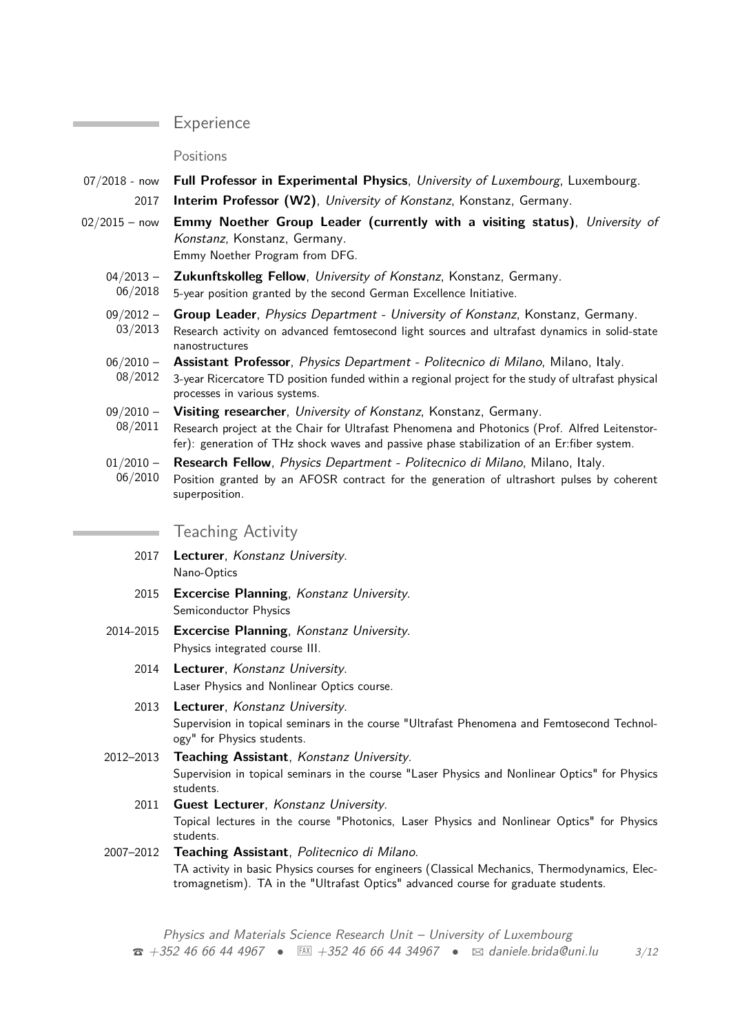## Experience

### Positions

**07/2018 - now** — **Full Professor in Experimental Physics**, *University of Luxembourg*, Luxembourg.

**2017** — **Interim Professor (W2)**, *University of Konstanz*, Konstanz, Germany.

**02/2015 – now** — **Emmy Noether Group Leader (currently with a visiting status)**, *University of Konstanz*, Konstanz, Germany.
Emmy Noether Program from DFG.

**04/2013 – 06/2018** — **Zukunftskolleg Fellow**, *University of Konstanz*, Konstanz, Germany.
5-year position granted by the second German Excellence Initiative.

**09/2012 – 03/2013** — **Group Leader**, *Physics Department - University of Konstanz*, Konstanz, Germany.
Research activity on advanced femtosecond light sources and ultrafast dynamics in solid-state nanostructures

**06/2010 – 08/2012** — **Assistant Professor**, *Physics Department - Politecnico di Milano*, Milano, Italy.
3-year Ricercatore TD position funded within a regional project for the study of ultrafast physical processes in various systems.

**09/2010 – 08/2011** — **Visiting researcher**, *University of Konstanz*, Konstanz, Germany.
Research project at the Chair for Ultrafast Phenomena and Photonics (Prof. Alfred Leitenstorfer): generation of THz shock waves and passive phase stabilization of an Er:fiber system.

**01/2010 – 06/2010** — **Research Fellow**, *Physics Department - Politecnico di Milano*, Milano, Italy.
Position granted by an AFOSR contract for the generation of ultrashort pulses by coherent superposition.

## Teaching Activity

**2017** — **Lecturer**, *Konstanz University*.
Nano-Optics

**2015** — **Excercise Planning**, *Konstanz University*.
Semiconductor Physics

**2014-2015** — **Excercise Planning**, *Konstanz University*.
Physics integrated course III.

**2014** — **Lecturer**, *Konstanz University*.
Laser Physics and Nonlinear Optics course.

**2013** — **Lecturer**, *Konstanz University*.
Supervision in topical seminars in the course "Ultrafast Phenomena and Femtosecond Technology" for Physics students.

**2012–2013** — **Teaching Assistant**, *Konstanz University*.
Supervision in topical seminars in the course "Laser Physics and Nonlinear Optics" for Physics students.

**2011** — **Guest Lecturer**, *Konstanz University*.
Topical lectures in the course "Photonics, Laser Physics and Nonlinear Optics" for Physics students.

**2007–2012** — **Teaching Assistant**, *Politecnico di Milano*.
TA activity in basic Physics courses for engineers (Classical Mechanics, Thermodynamics, Electromagnetism). TA in the "Ultrafast Optics" advanced course for graduate students.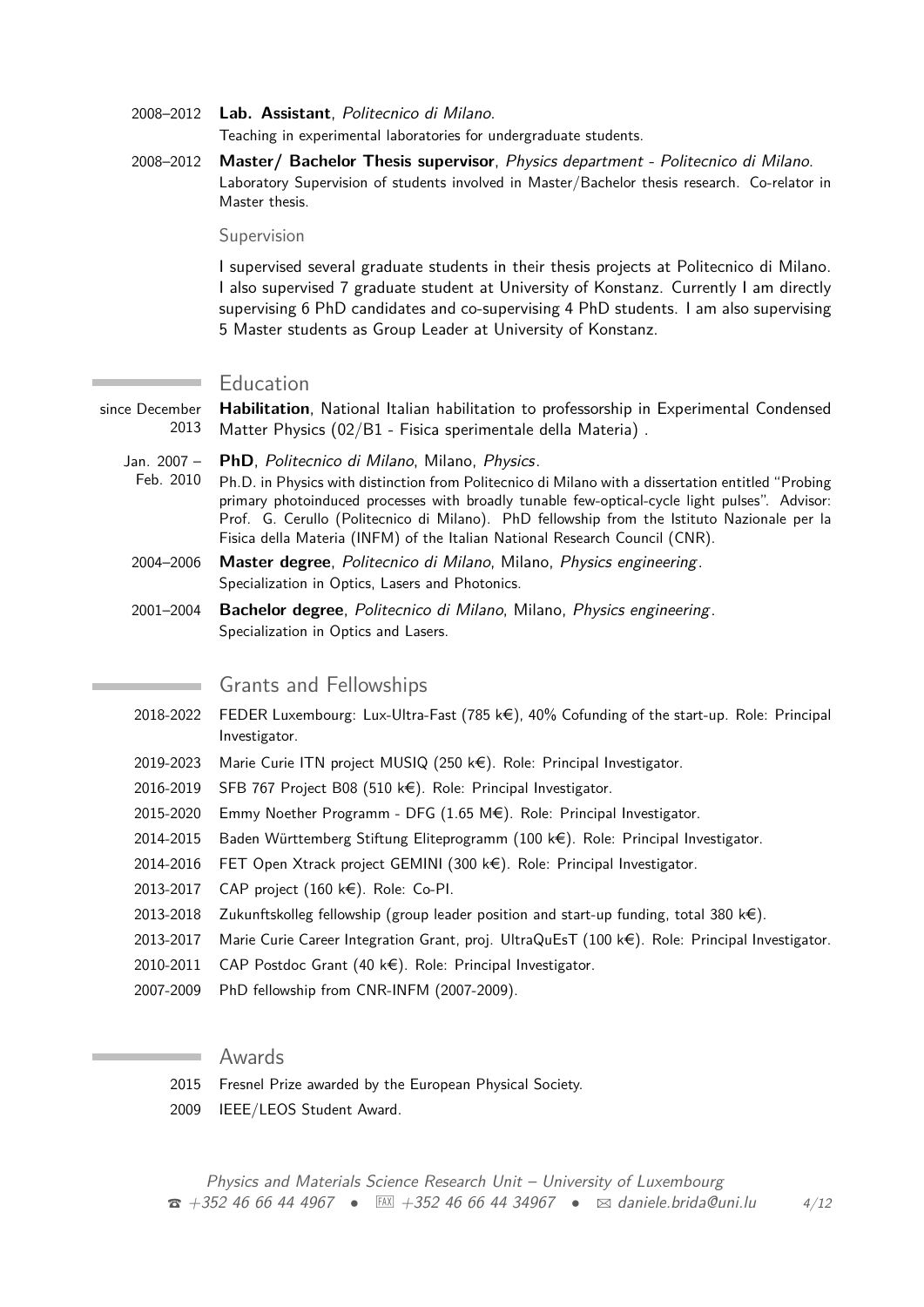2008–2012 **Lab. Assistant**, *Politecnico di Milano*.
Teaching in experimental laboratories for undergraduate students.

2008–2012 **Master/ Bachelor Thesis supervisor**, *Physics department - Politecnico di Milano*.
Laboratory Supervision of students involved in Master/Bachelor thesis research. Co-relator in Master thesis.

### Supervision

I supervised several graduate students in their thesis projects at Politecnico di Milano. I also supervised 7 graduate student at University of Konstanz. Currently I am directly supervising 6 PhD candidates and co-supervising 4 PhD students. I am also supervising 5 Master students as Group Leader at University of Konstanz.

## Education

since December 2013 **Habilitation**, National Italian habilitation to professorship in Experimental Condensed Matter Physics (02/B1 - Fisica sperimentale della Materia) .

Jan. 2007 – Feb. 2010 **PhD**, *Politecnico di Milano*, Milano, *Physics*.
Ph.D. in Physics with distinction from Politecnico di Milano with a dissertation entitled "Probing primary photoinduced processes with broadly tunable few-optical-cycle light pulses". Advisor: Prof. G. Cerullo (Politecnico di Milano). PhD fellowship from the Istituto Nazionale per la Fisica della Materia (INFM) of the Italian National Research Council (CNR).

2004–2006 **Master degree**, *Politecnico di Milano*, Milano, *Physics engineering*.
Specialization in Optics, Lasers and Photonics.

2001–2004 **Bachelor degree**, *Politecnico di Milano*, Milano, *Physics engineering*.
Specialization in Optics and Lasers.

## Grants and Fellowships

2018-2022 FEDER Luxembourg: Lux-Ultra-Fast (785 k€), 40% Cofunding of the start-up. Role: Principal Investigator.

2019-2023 Marie Curie ITN project MUSIQ (250 k€). Role: Principal Investigator.

2016-2019 SFB 767 Project B08 (510 k€). Role: Principal Investigator.

2015-2020 Emmy Noether Programm - DFG (1.65 M€). Role: Principal Investigator.

2014-2015 Baden Württemberg Stiftung Eliteprogramm (100 k€). Role: Principal Investigator.

2014-2016 FET Open Xtrack project GEMINI (300 k€). Role: Principal Investigator.

2013-2017 CAP project (160 k€). Role: Co-PI.

2013-2018 Zukunftskolleg fellowship (group leader position and start-up funding, total 380 k€).

2013-2017 Marie Curie Career Integration Grant, proj. UltraQuEsT (100 k€). Role: Principal Investigator.

2010-2011 CAP Postdoc Grant (40 k€). Role: Principal Investigator.

2007-2009 PhD fellowship from CNR-INFM (2007-2009).

## Awards

2015 Fresnel Prize awarded by the European Physical Society.

2009 IEEE/LEOS Student Award.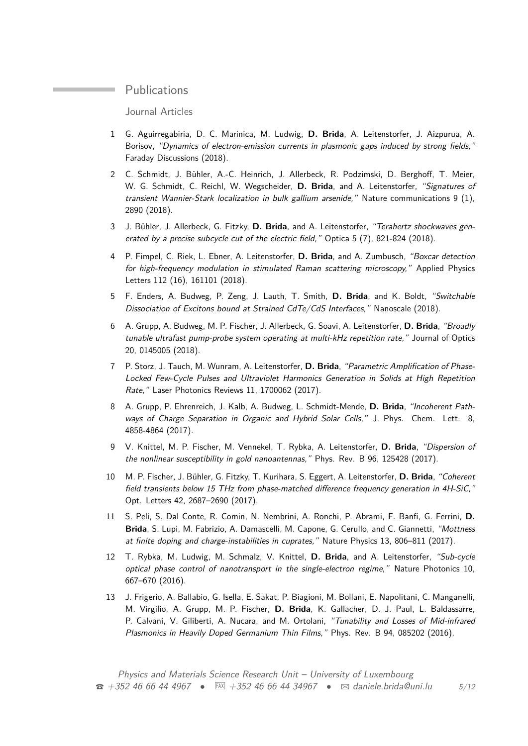## Publications

### Journal Articles

1. G. Aguirregabiria, D. C. Marinica, M. Ludwig, **D. Brida**, A. Leitenstorfer, J. Aizpurua, A. Borisov, *"Dynamics of electron-emission currents in plasmonic gaps induced by strong fields,"* Faraday Discussions (2018).
2. C. Schmidt, J. Bühler, A.-C. Heinrich, J. Allerbeck, R. Podzimski, D. Berghoff, T. Meier, W. G. Schmidt, C. Reichl, W. Wegscheider, **D. Brida**, and A. Leitenstorfer, *"Signatures of transient Wannier-Stark localization in bulk gallium arsenide,"* Nature communications 9 (1), 2890 (2018).
3. J. Bühler, J. Allerbeck, G. Fitzky, **D. Brida**, and A. Leitenstorfer, *"Terahertz shockwaves generated by a precise subcycle cut of the electric field,"* Optica 5 (7), 821-824 (2018).
4. P. Fimpel, C. Riek, L. Ebner, A. Leitenstorfer, **D. Brida**, and A. Zumbusch, *"Boxcar detection for high-frequency modulation in stimulated Raman scattering microscopy,"* Applied Physics Letters 112 (16), 161101 (2018).
5. F. Enders, A. Budweg, P. Zeng, J. Lauth, T. Smith, **D. Brida**, and K. Boldt, *"Switchable Dissociation of Excitons bound at Strained CdTe/CdS Interfaces,"* Nanoscale (2018).
6. A. Grupp, A. Budweg, M. P. Fischer, J. Allerbeck, G. Soavi, A. Leitenstorfer, **D. Brida**, *"Broadly tunable ultrafast pump-probe system operating at multi-kHz repetition rate,"* Journal of Optics 20, 0145005 (2018).
7. P. Storz, J. Tauch, M. Wunram, A. Leitenstorfer, **D. Brida**, *"Parametric Amplification of Phase-Locked Few-Cycle Pulses and Ultraviolet Harmonics Generation in Solids at High Repetition Rate,"* Laser Photonics Reviews 11, 1700062 (2017).
8. A. Grupp, P. Ehrenreich, J. Kalb, A. Budweg, L. Schmidt-Mende, **D. Brida**, *"Incoherent Pathways of Charge Separation in Organic and Hybrid Solar Cells,"* J. Phys. Chem. Lett. 8, 4858-4864 (2017).
9. V. Knittel, M. P. Fischer, M. Vennekel, T. Rybka, A. Leitenstorfer, **D. Brida**, *"Dispersion of the nonlinear susceptibility in gold nanoantennas,"* Phys. Rev. B 96, 125428 (2017).
10. M. P. Fischer, J. Bühler, G. Fitzky, T. Kurihara, S. Eggert, A. Leitenstorfer, **D. Brida**, *"Coherent field transients below 15 THz from phase-matched difference frequency generation in 4H-SiC,"* Opt. Letters 42, 2687–2690 (2017).
11. S. Peli, S. Dal Conte, R. Comin, N. Nembrini, A. Ronchi, P. Abrami, F. Banfi, G. Ferrini, **D. Brida**, S. Lupi, M. Fabrizio, A. Damascelli, M. Capone, G. Cerullo, and C. Giannetti, *"Mottness at finite doping and charge-instabilities in cuprates,"* Nature Physics 13, 806–811 (2017).
12. T. Rybka, M. Ludwig, M. Schmalz, V. Knittel, **D. Brida**, and A. Leitenstorfer, *"Sub-cycle optical phase control of nanotransport in the single-electron regime,"* Nature Photonics 10, 667–670 (2016).
13. J. Frigerio, A. Ballabio, G. Isella, E. Sakat, P. Biagioni, M. Bollani, E. Napolitani, C. Manganelli, M. Virgilio, A. Grupp, M. P. Fischer, **D. Brida**, K. Gallacher, D. J. Paul, L. Baldassarre, P. Calvani, V. Giliberti, A. Nucara, and M. Ortolani, *"Tunability and Losses of Mid-infrared Plasmonics in Heavily Doped Germanium Thin Films,"* Phys. Rev. B 94, 085202 (2016).

*Physics and Materials Science Research Unit – University of Luxembourg*
☎ +352 46 66 44 4967 • FAX +352 46 66 44 34967 • ✉ daniele.brida@uni.lu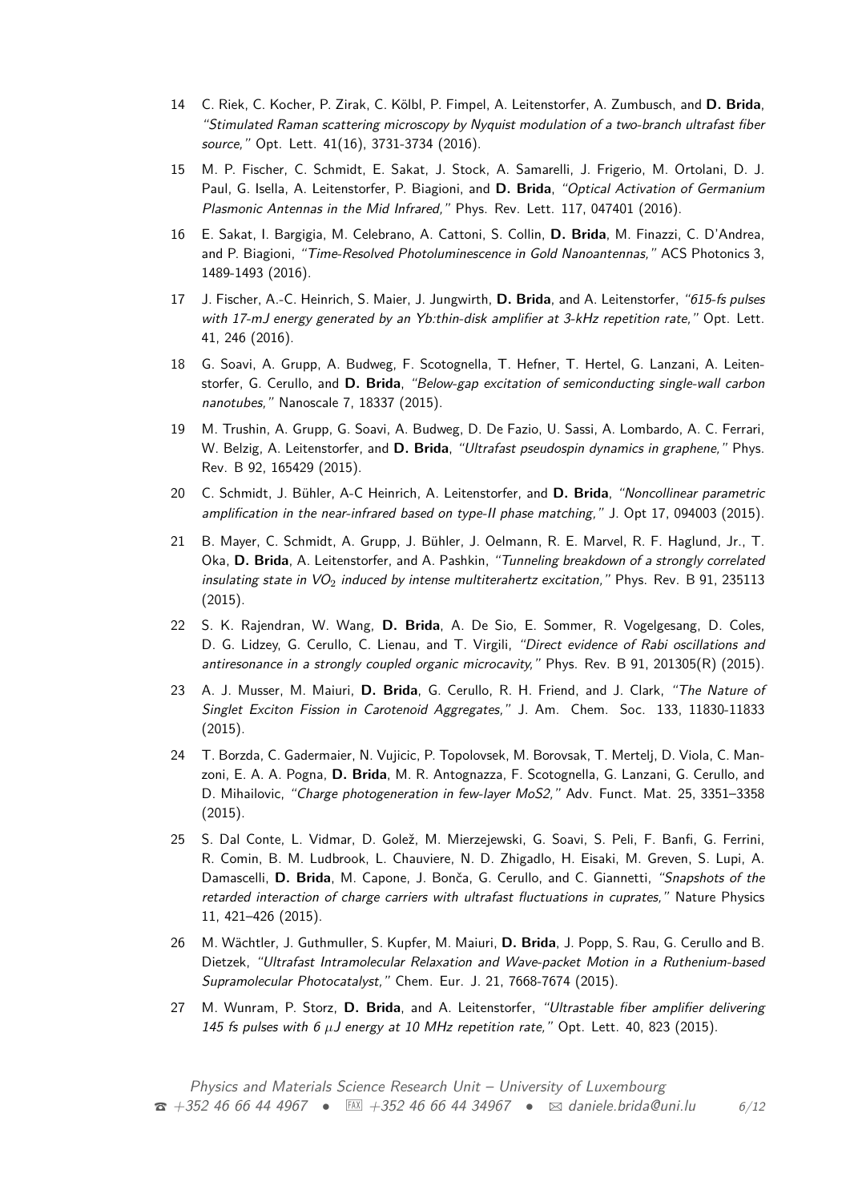14 C. Riek, C. Kocher, P. Zirak, C. Kölbl, P. Fimpel, A. Leitenstorfer, A. Zumbusch, and **D. Brida**, *"Stimulated Raman scattering microscopy by Nyquist modulation of a two-branch ultrafast fiber source,"* Opt. Lett. 41(16), 3731-3734 (2016).

15 M. P. Fischer, C. Schmidt, E. Sakat, J. Stock, A. Samarelli, J. Frigerio, M. Ortolani, D. J. Paul, G. Isella, A. Leitenstorfer, P. Biagioni, and **D. Brida**, *"Optical Activation of Germanium Plasmonic Antennas in the Mid Infrared,"* Phys. Rev. Lett. 117, 047401 (2016).

16 E. Sakat, I. Bargigia, M. Celebrano, A. Cattoni, S. Collin, **D. Brida**, M. Finazzi, C. D'Andrea, and P. Biagioni, *"Time-Resolved Photoluminescence in Gold Nanoantennas,"* ACS Photonics 3, 1489-1493 (2016).

17 J. Fischer, A.-C. Heinrich, S. Maier, J. Jungwirth, **D. Brida**, and A. Leitenstorfer, *"615-fs pulses with 17-mJ energy generated by an Yb:thin-disk amplifier at 3-kHz repetition rate,"* Opt. Lett. 41, 246 (2016).

18 G. Soavi, A. Grupp, A. Budweg, F. Scotognella, T. Hefner, T. Hertel, G. Lanzani, A. Leitenstorfer, G. Cerullo, and **D. Brida**, *"Below-gap excitation of semiconducting single-wall carbon nanotubes,"* Nanoscale 7, 18337 (2015).

19 M. Trushin, A. Grupp, G. Soavi, A. Budweg, D. De Fazio, U. Sassi, A. Lombardo, A. C. Ferrari, W. Belzig, A. Leitenstorfer, and **D. Brida**, *"Ultrafast pseudospin dynamics in graphene,"* Phys. Rev. B 92, 165429 (2015).

20 C. Schmidt, J. Bühler, A-C Heinrich, A. Leitenstorfer, and **D. Brida**, *"Noncollinear parametric amplification in the near-infrared based on type-II phase matching,"* J. Opt 17, 094003 (2015).

21 B. Mayer, C. Schmidt, A. Grupp, J. Bühler, J. Oelmann, R. E. Marvel, R. F. Haglund, Jr., T. Oka, **D. Brida**, A. Leitenstorfer, and A. Pashkin, *"Tunneling breakdown of a strongly correlated insulating state in $VO_2$ induced by intense multiterahertz excitation,"* Phys. Rev. B 91, 235113 (2015).

22 S. K. Rajendran, W. Wang, **D. Brida**, A. De Sio, E. Sommer, R. Vogelgesang, D. Coles, D. G. Lidzey, G. Cerullo, C. Lienau, and T. Virgili, *"Direct evidence of Rabi oscillations and antiresonance in a strongly coupled organic microcavity,"* Phys. Rev. B 91, 201305(R) (2015).

23 A. J. Musser, M. Maiuri, **D. Brida**, G. Cerullo, R. H. Friend, and J. Clark, *"The Nature of Singlet Exciton Fission in Carotenoid Aggregates,"* J. Am. Chem. Soc. 133, 11830-11833 (2015).

24 T. Borzda, C. Gadermaier, N. Vujicic, P. Topolovsek, M. Borovsak, T. Mertelj, D. Viola, C. Manzoni, E. A. A. Pogna, **D. Brida**, M. R. Antognazza, F. Scotognella, G. Lanzani, G. Cerullo, and D. Mihailovic, *"Charge photogeneration in few-layer MoS2,"* Adv. Funct. Mat. 25, 3351–3358 (2015).

25 S. Dal Conte, L. Vidmar, D. Golež, M. Mierzejewski, G. Soavi, S. Peli, F. Banfi, G. Ferrini, R. Comin, B. M. Ludbrook, L. Chauviere, N. D. Zhigadlo, H. Eisaki, M. Greven, S. Lupi, A. Damascelli, **D. Brida**, M. Capone, J. Bonča, G. Cerullo, and C. Giannetti, *"Snapshots of the retarded interaction of charge carriers with ultrafast fluctuations in cuprates,"* Nature Physics 11, 421–426 (2015).

26 M. Wächtler, J. Guthmuller, S. Kupfer, M. Maiuri, **D. Brida**, J. Popp, S. Rau, G. Cerullo and B. Dietzek, *"Ultrafast Intramolecular Relaxation and Wave-packet Motion in a Ruthenium-based Supramolecular Photocatalyst,"* Chem. Eur. J. 21, 7668-7674 (2015).

27 M. Wunram, P. Storz, **D. Brida**, and A. Leitenstorfer, *"Ultrastable fiber amplifier delivering 145 fs pulses with 6 $\mu$J energy at 10 MHz repetition rate,"* Opt. Lett. 40, 823 (2015).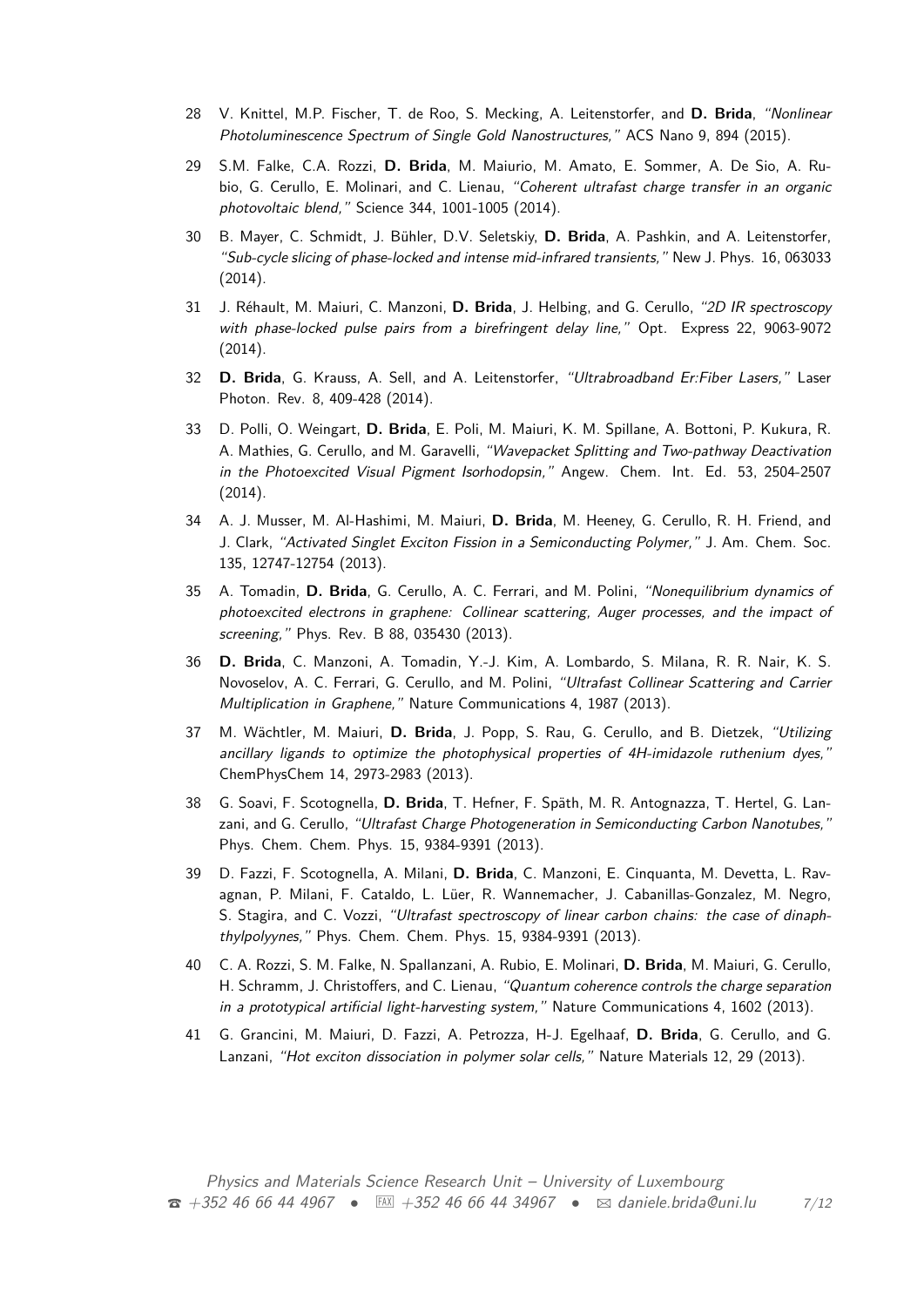28 V. Knittel, M.P. Fischer, T. de Roo, S. Mecking, A. Leitenstorfer, and **D. Brida**, *"Nonlinear Photoluminescence Spectrum of Single Gold Nanostructures,"* ACS Nano 9, 894 (2015).

29 S.M. Falke, C.A. Rozzi, **D. Brida**, M. Maiurio, M. Amato, E. Sommer, A. De Sio, A. Rubio, G. Cerullo, E. Molinari, and C. Lienau, *"Coherent ultrafast charge transfer in an organic photovoltaic blend,"* Science 344, 1001-1005 (2014).

30 B. Mayer, C. Schmidt, J. Bühler, D.V. Seletskiy, **D. Brida**, A. Pashkin, and A. Leitenstorfer, *"Sub-cycle slicing of phase-locked and intense mid-infrared transients,"* New J. Phys. 16, 063033 (2014).

31 J. Réhault, M. Maiuri, C. Manzoni, **D. Brida**, J. Helbing, and G. Cerullo, *"2D IR spectroscopy with phase-locked pulse pairs from a birefringent delay line,"* Opt. Express 22, 9063-9072 (2014).

32 **D. Brida**, G. Krauss, A. Sell, and A. Leitenstorfer, *"Ultrabroadband Er:Fiber Lasers,"* Laser Photon. Rev. 8, 409-428 (2014).

33 D. Polli, O. Weingart, **D. Brida**, E. Poli, M. Maiuri, K. M. Spillane, A. Bottoni, P. Kukura, R. A. Mathies, G. Cerullo, and M. Garavelli, *"Wavepacket Splitting and Two-pathway Deactivation in the Photoexcited Visual Pigment Isorhodopsin,"* Angew. Chem. Int. Ed. 53, 2504-2507 (2014).

34 A. J. Musser, M. Al-Hashimi, M. Maiuri, **D. Brida**, M. Heeney, G. Cerullo, R. H. Friend, and J. Clark, *"Activated Singlet Exciton Fission in a Semiconducting Polymer,"* J. Am. Chem. Soc. 135, 12747-12754 (2013).

35 A. Tomadin, **D. Brida**, G. Cerullo, A. C. Ferrari, and M. Polini, *"Nonequilibrium dynamics of photoexcited electrons in graphene: Collinear scattering, Auger processes, and the impact of screening,"* Phys. Rev. B 88, 035430 (2013).

36 **D. Brida**, C. Manzoni, A. Tomadin, Y.-J. Kim, A. Lombardo, S. Milana, R. R. Nair, K. S. Novoselov, A. C. Ferrari, G. Cerullo, and M. Polini, *"Ultrafast Collinear Scattering and Carrier Multiplication in Graphene,"* Nature Communications 4, 1987 (2013).

37 M. Wächtler, M. Maiuri, **D. Brida**, J. Popp, S. Rau, G. Cerullo, and B. Dietzek, *"Utilizing ancillary ligands to optimize the photophysical properties of 4H-imidazole ruthenium dyes,"* ChemPhysChem 14, 2973-2983 (2013).

38 G. Soavi, F. Scotognella, **D. Brida**, T. Hefner, F. Späth, M. R. Antognazza, T. Hertel, G. Lanzani, and G. Cerullo, *"Ultrafast Charge Photogeneration in Semiconducting Carbon Nanotubes,"* Phys. Chem. Chem. Phys. 15, 9384-9391 (2013).

39 D. Fazzi, F. Scotognella, A. Milani, **D. Brida**, C. Manzoni, E. Cinquanta, M. Devetta, L. Ravagnan, P. Milani, F. Cataldo, L. Lüer, R. Wannemacher, J. Cabanillas-Gonzalez, M. Negro, S. Stagira, and C. Vozzi, *"Ultrafast spectroscopy of linear carbon chains: the case of dinaphthylpolyynes,"* Phys. Chem. Chem. Phys. 15, 9384-9391 (2013).

40 C. A. Rozzi, S. M. Falke, N. Spallanzani, A. Rubio, E. Molinari, **D. Brida**, M. Maiuri, G. Cerullo, H. Schramm, J. Christoffers, and C. Lienau, *"Quantum coherence controls the charge separation in a prototypical artificial light-harvesting system,"* Nature Communications 4, 1602 (2013).

41 G. Grancini, M. Maiuri, D. Fazzi, A. Petrozza, H-J. Egelhaaf, **D. Brida**, G. Cerullo, and G. Lanzani, *"Hot exciton dissociation in polymer solar cells,"* Nature Materials 12, 29 (2013).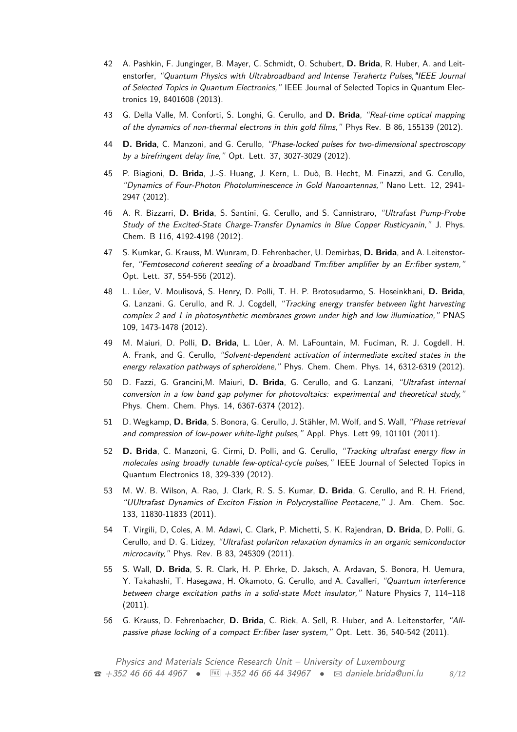42 A. Pashkin, F. Junginger, B. Mayer, C. Schmidt, O. Schubert, **D. Brida**, R. Huber, A. and Leitenstorfer, *"Quantum Physics with Ultrabroadband and Intense Terahertz Pulses,"IEEE Journal of Selected Topics in Quantum Electronics,"* IEEE Journal of Selected Topics in Quantum Electronics 19, 8401608 (2013).

43 G. Della Valle, M. Conforti, S. Longhi, G. Cerullo, and **D. Brida**, *"Real-time optical mapping of the dynamics of non-thermal electrons in thin gold films,"* Phys Rev. B 86, 155139 (2012).

44 **D. Brida**, C. Manzoni, and G. Cerullo, *"Phase-locked pulses for two-dimensional spectroscopy by a birefringent delay line,"* Opt. Lett. 37, 3027-3029 (2012).

45 P. Biagioni, **D. Brida**, J.-S. Huang, J. Kern, L. Duò, B. Hecht, M. Finazzi, and G. Cerullo, *"Dynamics of Four-Photon Photoluminescence in Gold Nanoantennas,"* Nano Lett. 12, 2941-2947 (2012).

46 A. R. Bizzarri, **D. Brida**, S. Santini, G. Cerullo, and S. Cannistraro, *"Ultrafast Pump-Probe Study of the Excited-State Charge-Transfer Dynamics in Blue Copper Rusticyanin,"* J. Phys. Chem. B 116, 4192-4198 (2012).

47 S. Kumkar, G. Krauss, M. Wunram, D. Fehrenbacher, U. Demirbas, **D. Brida**, and A. Leitenstorfer, *"Femtosecond coherent seeding of a broadband Tm:fiber amplifier by an Er:fiber system,"* Opt. Lett. 37, 554-556 (2012).

48 L. Lüer, V. Moulisová, S. Henry, D. Polli, T. H. P. Brotosudarmo, S. Hoseinkhani, **D. Brida**, G. Lanzani, G. Cerullo, and R. J. Cogdell, *"Tracking energy transfer between light harvesting complex 2 and 1 in photosynthetic membranes grown under high and low illumination,"* PNAS 109, 1473-1478 (2012).

49 M. Maiuri, D. Polli, **D. Brida**, L. Lüer, A. M. LaFountain, M. Fuciman, R. J. Cogdell, H. A. Frank, and G. Cerullo, *"Solvent-dependent activation of intermediate excited states in the energy relaxation pathways of spheroidene,"* Phys. Chem. Chem. Phys. 14, 6312-6319 (2012).

50 D. Fazzi, G. Grancini,M. Maiuri, **D. Brida**, G. Cerullo, and G. Lanzani, *"Ultrafast internal conversion in a low band gap polymer for photovoltaics: experimental and theoretical study,"* Phys. Chem. Chem. Phys. 14, 6367-6374 (2012).

51 D. Wegkamp, **D. Brida**, S. Bonora, G. Cerullo, J. Stähler, M. Wolf, and S. Wall, *"Phase retrieval and compression of low-power white-light pulses,"* Appl. Phys. Lett 99, 101101 (2011).

52 **D. Brida**, C. Manzoni, G. Cirmi, D. Polli, and G. Cerullo, *"Tracking ultrafast energy flow in molecules using broadly tunable few-optical-cycle pulses,"* IEEE Journal of Selected Topics in Quantum Electronics 18, 329-339 (2012).

53 M. W. B. Wilson, A. Rao, J. Clark, R. S. S. Kumar, **D. Brida**, G. Cerullo, and R. H. Friend, *"UUltrafast Dynamics of Exciton Fission in Polycrystalline Pentacene,"* J. Am. Chem. Soc. 133, 11830-11833 (2011).

54 T. Virgili, D, Coles, A. M. Adawi, C. Clark, P. Michetti, S. K. Rajendran, **D. Brida**, D. Polli, G. Cerullo, and D. G. Lidzey, *"Ultrafast polariton relaxation dynamics in an organic semiconductor microcavity,"* Phys. Rev. B 83, 245309 (2011).

55 S. Wall, **D. Brida**, S. R. Clark, H. P. Ehrke, D. Jaksch, A. Ardavan, S. Bonora, H. Uemura, Y. Takahashi, T. Hasegawa, H. Okamoto, G. Cerullo, and A. Cavalleri, *"Quantum interference between charge excitation paths in a solid-state Mott insulator,"* Nature Physics 7, 114–118 (2011).

56 G. Krauss, D. Fehrenbacher, **D. Brida**, C. Riek, A. Sell, R. Huber, and A. Leitenstorfer, *"All-passive phase locking of a compact Er:fiber laser system,"* Opt. Lett. 36, 540-542 (2011).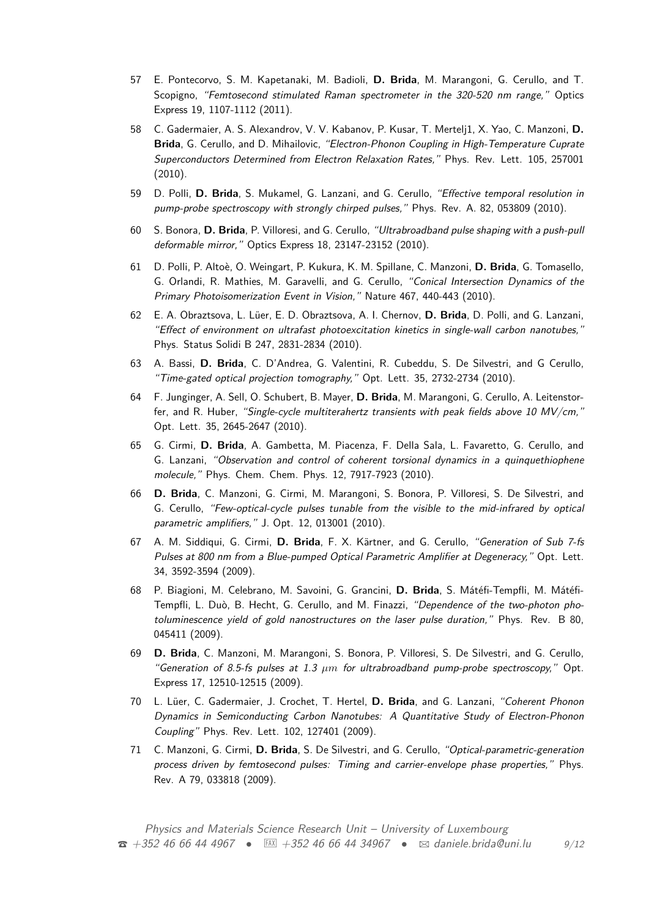57 E. Pontecorvo, S. M. Kapetanaki, M. Badioli, **D. Brida**, M. Marangoni, G. Cerullo, and T. Scopigno, *"Femtosecond stimulated Raman spectrometer in the 320-520 nm range,"* Optics Express 19, 1107-1112 (2011).

58 C. Gadermaier, A. S. Alexandrov, V. V. Kabanov, P. Kusar, T. Mertelj1, X. Yao, C. Manzoni, **D. Brida**, G. Cerullo, and D. Mihailovic, *"Electron-Phonon Coupling in High-Temperature Cuprate Superconductors Determined from Electron Relaxation Rates,"* Phys. Rev. Lett. 105, 257001 (2010).

59 D. Polli, **D. Brida**, S. Mukamel, G. Lanzani, and G. Cerullo, *"Effective temporal resolution in pump-probe spectroscopy with strongly chirped pulses,"* Phys. Rev. A. 82, 053809 (2010).

60 S. Bonora, **D. Brida**, P. Villoresi, and G. Cerullo, *"Ultrabroadband pulse shaping with a push-pull deformable mirror,"* Optics Express 18, 23147-23152 (2010).

61 D. Polli, P. Altoè, O. Weingart, P. Kukura, K. M. Spillane, C. Manzoni, **D. Brida**, G. Tomasello, G. Orlandi, R. Mathies, M. Garavelli, and G. Cerullo, *"Conical Intersection Dynamics of the Primary Photoisomerization Event in Vision,"* Nature 467, 440-443 (2010).

62 E. A. Obraztsova, L. Lüer, E. D. Obraztsova, A. I. Chernov, **D. Brida**, D. Polli, and G. Lanzani, *"Effect of environment on ultrafast photoexcitation kinetics in single-wall carbon nanotubes,"* Phys. Status Solidi B 247, 2831-2834 (2010).

63 A. Bassi, **D. Brida**, C. D'Andrea, G. Valentini, R. Cubeddu, S. De Silvestri, and G Cerullo, *"Time-gated optical projection tomography,"* Opt. Lett. 35, 2732-2734 (2010).

64 F. Junginger, A. Sell, O. Schubert, B. Mayer, **D. Brida**, M. Marangoni, G. Cerullo, A. Leitenstorfer, and R. Huber, *"Single-cycle multiterahertz transients with peak fields above 10 MV/cm,"* Opt. Lett. 35, 2645-2647 (2010).

65 G. Cirmi, **D. Brida**, A. Gambetta, M. Piacenza, F. Della Sala, L. Favaretto, G. Cerullo, and G. Lanzani, *"Observation and control of coherent torsional dynamics in a quinquethiophene molecule,"* Phys. Chem. Chem. Phys. 12, 7917-7923 (2010).

66 **D. Brida**, C. Manzoni, G. Cirmi, M. Marangoni, S. Bonora, P. Villoresi, S. De Silvestri, and G. Cerullo, *"Few-optical-cycle pulses tunable from the visible to the mid-infrared by optical parametric amplifiers,"* J. Opt. 12, 013001 (2010).

67 A. M. Siddiqui, G. Cirmi, **D. Brida**, F. X. Kärtner, and G. Cerullo, *"Generation of Sub 7-fs Pulses at 800 nm from a Blue-pumped Optical Parametric Amplifier at Degeneracy,"* Opt. Lett. 34, 3592-3594 (2009).

68 P. Biagioni, M. Celebrano, M. Savoini, G. Grancini, **D. Brida**, S. Mátéfi-Tempfli, M. Mátéfi-Tempfli, L. Duò, B. Hecht, G. Cerullo, and M. Finazzi, *"Dependence of the two-photon photoluminescence yield of gold nanostructures on the laser pulse duration,"* Phys. Rev. B 80, 045411 (2009).

69 **D. Brida**, C. Manzoni, M. Marangoni, S. Bonora, P. Villoresi, S. De Silvestri, and G. Cerullo, *"Generation of 8.5-fs pulses at 1.3 $\mu m$ for ultrabroadband pump-probe spectroscopy,"* Opt. Express 17, 12510-12515 (2009).

70 L. Lüer, C. Gadermaier, J. Crochet, T. Hertel, **D. Brida**, and G. Lanzani, *"Coherent Phonon Dynamics in Semiconducting Carbon Nanotubes: A Quantitative Study of Electron-Phonon Coupling"* Phys. Rev. Lett. 102, 127401 (2009).

71 C. Manzoni, G. Cirmi, **D. Brida**, S. De Silvestri, and G. Cerullo, *"Optical-parametric-generation process driven by femtosecond pulses: Timing and carrier-envelope phase properties,"* Phys. Rev. A 79, 033818 (2009).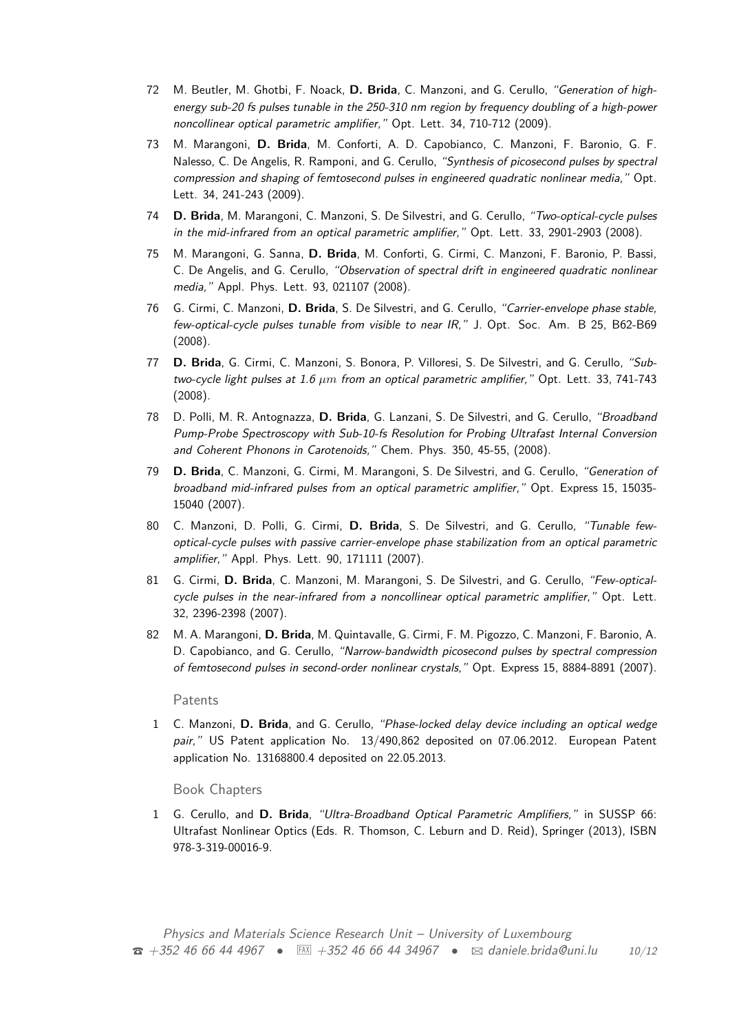72 M. Beutler, M. Ghotbi, F. Noack, **D. Brida**, C. Manzoni, and G. Cerullo, *"Generation of high-energy sub-20 fs pulses tunable in the 250-310 nm region by frequency doubling of a high-power noncollinear optical parametric amplifier,"* Opt. Lett. 34, 710-712 (2009).

73 M. Marangoni, **D. Brida**, M. Conforti, A. D. Capobianco, C. Manzoni, F. Baronio, G. F. Nalesso, C. De Angelis, R. Ramponi, and G. Cerullo, *"Synthesis of picosecond pulses by spectral compression and shaping of femtosecond pulses in engineered quadratic nonlinear media,"* Opt. Lett. 34, 241-243 (2009).

74 **D. Brida**, M. Marangoni, C. Manzoni, S. De Silvestri, and G. Cerullo, *"Two-optical-cycle pulses in the mid-infrared from an optical parametric amplifier,"* Opt. Lett. 33, 2901-2903 (2008).

75 M. Marangoni, G. Sanna, **D. Brida**, M. Conforti, G. Cirmi, C. Manzoni, F. Baronio, P. Bassi, C. De Angelis, and G. Cerullo, *"Observation of spectral drift in engineered quadratic nonlinear media,"* Appl. Phys. Lett. 93, 021107 (2008).

76 G. Cirmi, C. Manzoni, **D. Brida**, S. De Silvestri, and G. Cerullo, *"Carrier-envelope phase stable, few-optical-cycle pulses tunable from visible to near IR,"* J. Opt. Soc. Am. B 25, B62-B69 (2008).

77 **D. Brida**, G. Cirmi, C. Manzoni, S. Bonora, P. Villoresi, S. De Silvestri, and G. Cerullo, *"Sub-two-cycle light pulses at 1.6 $\mu m$ from an optical parametric amplifier,"* Opt. Lett. 33, 741-743 (2008).

78 D. Polli, M. R. Antognazza, **D. Brida**, G. Lanzani, S. De Silvestri, and G. Cerullo, *"Broadband Pump-Probe Spectroscopy with Sub-10-fs Resolution for Probing Ultrafast Internal Conversion and Coherent Phonons in Carotenoids,"* Chem. Phys. 350, 45-55, (2008).

79 **D. Brida**, C. Manzoni, G. Cirmi, M. Marangoni, S. De Silvestri, and G. Cerullo, *"Generation of broadband mid-infrared pulses from an optical parametric amplifier,"* Opt. Express 15, 15035-15040 (2007).

80 C. Manzoni, D. Polli, G. Cirmi, **D. Brida**, S. De Silvestri, and G. Cerullo, *"Tunable few-optical-cycle pulses with passive carrier-envelope phase stabilization from an optical parametric amplifier,"* Appl. Phys. Lett. 90, 171111 (2007).

81 G. Cirmi, **D. Brida**, C. Manzoni, M. Marangoni, S. De Silvestri, and G. Cerullo, *"Few-optical-cycle pulses in the near-infrared from a noncollinear optical parametric amplifier,"* Opt. Lett. 32, 2396-2398 (2007).

82 M. A. Marangoni, **D. Brida**, M. Quintavalle, G. Cirmi, F. M. Pigozzo, C. Manzoni, F. Baronio, A. D. Capobianco, and G. Cerullo, *"Narrow-bandwidth picosecond pulses by spectral compression of femtosecond pulses in second-order nonlinear crystals,"* Opt. Express 15, 8884-8891 (2007).

## Patents

1 C. Manzoni, **D. Brida**, and G. Cerullo, *"Phase-locked delay device including an optical wedge pair,"* US Patent application No. 13/490,862 deposited on 07.06.2012. European Patent application No. 13168800.4 deposited on 22.05.2013.

## Book Chapters

1 G. Cerullo, and **D. Brida**, *"Ultra-Broadband Optical Parametric Amplifiers,"* in SUSSP 66: Ultrafast Nonlinear Optics (Eds. R. Thomson, C. Leburn and D. Reid), Springer (2013), ISBN 978-3-319-00016-9.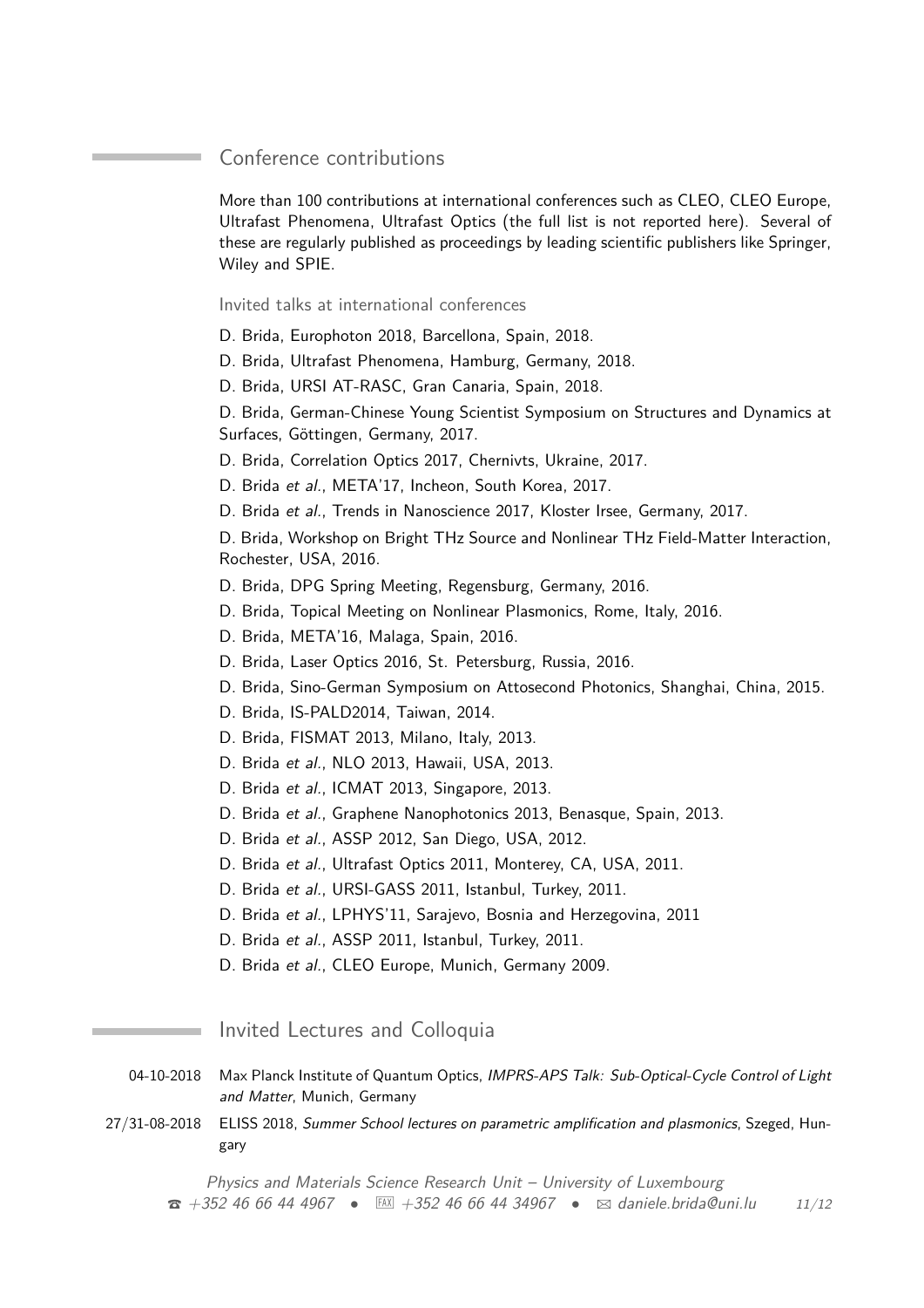## Conference contributions

More than 100 contributions at international conferences such as CLEO, CLEO Europe, Ultrafast Phenomena, Ultrafast Optics (the full list is not reported here). Several of these are regularly published as proceedings by leading scientific publishers like Springer, Wiley and SPIE.

### Invited talks at international conferences

D. Brida, Europhoton 2018, Barcellona, Spain, 2018.

D. Brida, Ultrafast Phenomena, Hamburg, Germany, 2018.

D. Brida, URSI AT-RASC, Gran Canaria, Spain, 2018.

D. Brida, German-Chinese Young Scientist Symposium on Structures and Dynamics at Surfaces, Göttingen, Germany, 2017.

D. Brida, Correlation Optics 2017, Chernivts, Ukraine, 2017.

D. Brida *et al.*, META'17, Incheon, South Korea, 2017.

D. Brida *et al.*, Trends in Nanoscience 2017, Kloster Irsee, Germany, 2017.

D. Brida, Workshop on Bright THz Source and Nonlinear THz Field-Matter Interaction, Rochester, USA, 2016.

D. Brida, DPG Spring Meeting, Regensburg, Germany, 2016.

D. Brida, Topical Meeting on Nonlinear Plasmonics, Rome, Italy, 2016.

D. Brida, META'16, Malaga, Spain, 2016.

D. Brida, Laser Optics 2016, St. Petersburg, Russia, 2016.

D. Brida, Sino-German Symposium on Attosecond Photonics, Shanghai, China, 2015.

D. Brida, IS-PALD2014, Taiwan, 2014.

D. Brida, FISMAT 2013, Milano, Italy, 2013.

D. Brida *et al.*, NLO 2013, Hawaii, USA, 2013.

D. Brida *et al.*, ICMAT 2013, Singapore, 2013.

D. Brida *et al.*, Graphene Nanophotonics 2013, Benasque, Spain, 2013.

D. Brida *et al.*, ASSP 2012, San Diego, USA, 2012.

D. Brida *et al.*, Ultrafast Optics 2011, Monterey, CA, USA, 2011.

D. Brida *et al.*, URSI-GASS 2011, Istanbul, Turkey, 2011.

D. Brida *et al.*, LPHYS'11, Sarajevo, Bosnia and Herzegovina, 2011

D. Brida *et al.*, ASSP 2011, Istanbul, Turkey, 2011.

D. Brida *et al.*, CLEO Europe, Munich, Germany 2009.

## Invited Lectures and Colloquia

04-10-2018 Max Planck Institute of Quantum Optics, *IMPRS-APS Talk: Sub-Optical-Cycle Control of Light and Matter*, Munich, Germany

27/31-08-2018 ELISS 2018, *Summer School lectures on parametric amplification and plasmonics*, Szeged, Hungary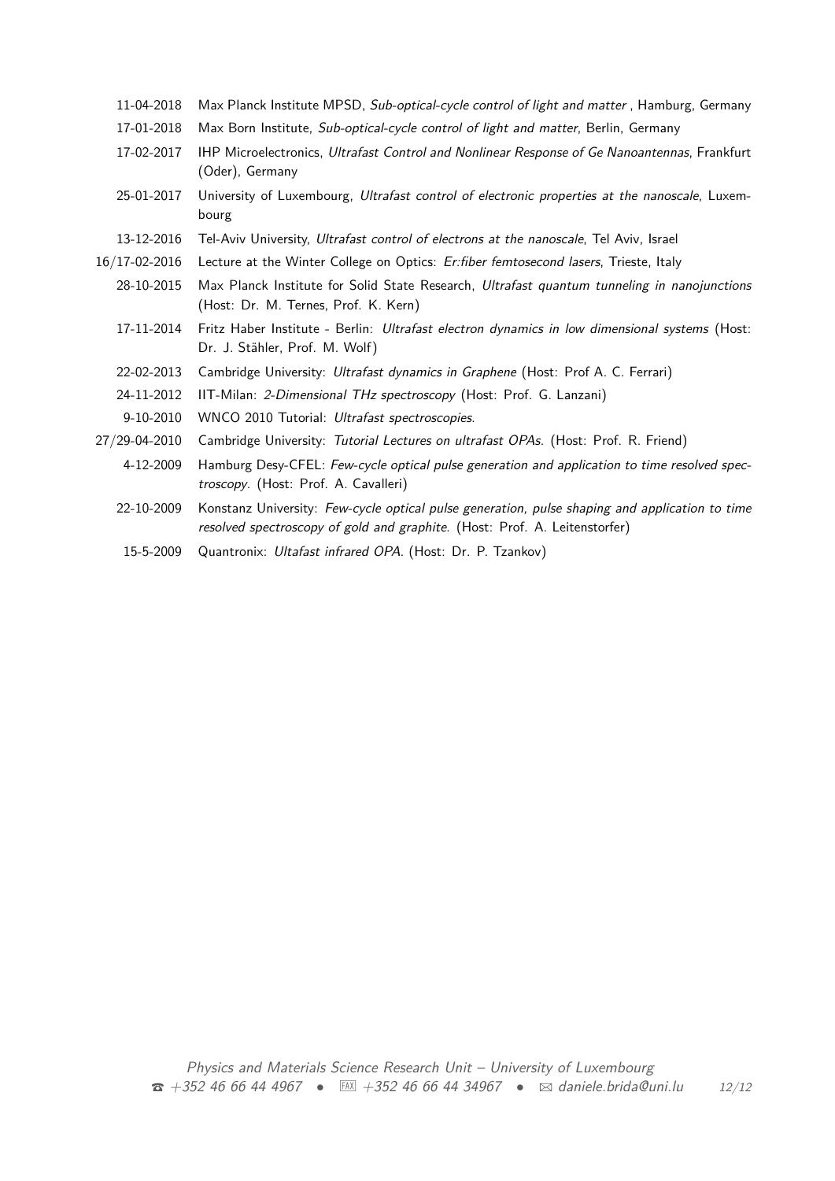11-04-2018 Max Planck Institute MPSD, *Sub-optical-cycle control of light and matter* , Hamburg, Germany

17-01-2018 Max Born Institute, *Sub-optical-cycle control of light and matter*, Berlin, Germany

17-02-2017 IHP Microelectronics, *Ultrafast Control and Nonlinear Response of Ge Nanoantennas*, Frankfurt (Oder), Germany

25-01-2017 University of Luxembourg, *Ultrafast control of electronic properties at the nanoscale*, Luxembourg

13-12-2016 Tel-Aviv University, *Ultrafast control of electrons at the nanoscale*, Tel Aviv, Israel

16/17-02-2016 Lecture at the Winter College on Optics: *Er:fiber femtosecond lasers*, Trieste, Italy

28-10-2015 Max Planck Institute for Solid State Research, *Ultrafast quantum tunneling in nanojunctions* (Host: Dr. M. Ternes, Prof. K. Kern)

17-11-2014 Fritz Haber Institute - Berlin: *Ultrafast electron dynamics in low dimensional systems* (Host: Dr. J. Stähler, Prof. M. Wolf)

22-02-2013 Cambridge University: *Ultrafast dynamics in Graphene* (Host: Prof A. C. Ferrari)

24-11-2012 IIT-Milan: *2-Dimensional THz spectroscopy* (Host: Prof. G. Lanzani)

9-10-2010 WNCO 2010 Tutorial: *Ultrafast spectroscopies.*

27/29-04-2010 Cambridge University: *Tutorial Lectures on ultrafast OPAs.* (Host: Prof. R. Friend)

4-12-2009 Hamburg Desy-CFEL: *Few-cycle optical pulse generation and application to time resolved spectroscopy.* (Host: Prof. A. Cavalleri)

22-10-2009 Konstanz University: *Few-cycle optical pulse generation, pulse shaping and application to time resolved spectroscopy of gold and graphite.* (Host: Prof. A. Leitenstorfer)

15-5-2009 Quantronix: *Ultafast infrared OPA.* (Host: Dr. P. Tzankov)